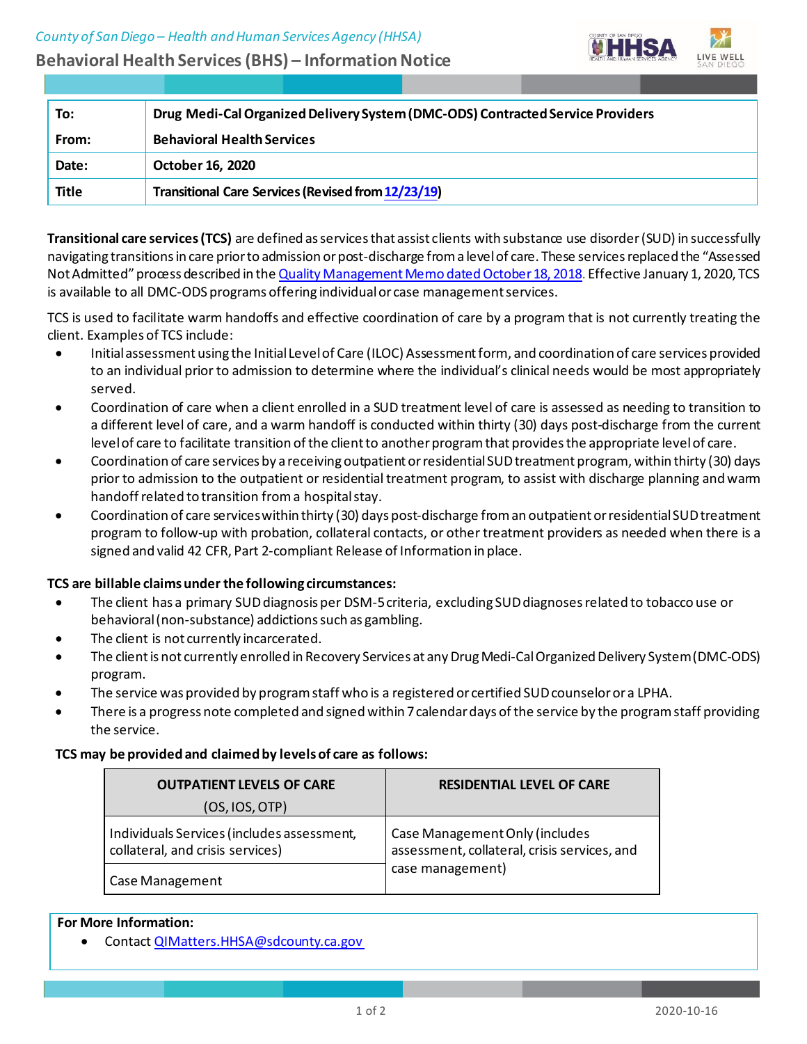County of San Diego – Health and Human Services Agency (HHSA)

# Behavioral Health Services (BHS) – Information Notice

| To: | Drug Medi-Cal Organized Delivery System (DMC-ODS) Contracted Service Providers |
|---|---|
| From: | Behavioral Health Services |
| Date: | October 16, 2020 |
| Title | Transitional Care Services (Revised from 12/23/19) |

**Transitional care services (TCS)** are defined as services that assist clients with substance use disorder (SUD) in successfully navigating transitions in care prior to admission or post-discharge from a level of care. These services replaced the "Assessed Not Admitted" process described in the Quality Management Memo dated October 18, 2018. Effective January 1, 2020, TCS is available to all DMC-ODS programs offering individual or case management services.

TCS is used to facilitate warm handoffs and effective coordination of care by a program that is not currently treating the client. Examples of TCS include:

- Initial assessment using the Initial Level of Care (ILOC) Assessment form, and coordination of care services provided to an individual prior to admission to determine where the individual's clinical needs would be most appropriately served.
- Coordination of care when a client enrolled in a SUD treatment level of care is assessed as needing to transition to a different level of care, and a warm handoff is conducted within thirty (30) days post-discharge from the current level of care to facilitate transition of the client to another program that provides the appropriate level of care.
- Coordination of care services by a receiving outpatient or residential SUD treatment program, within thirty (30) days prior to admission to the outpatient or residential treatment program, to assist with discharge planning and warm handoff related to transition from a hospital stay.
- Coordination of care services within thirty (30) days post-discharge from an outpatient or residential SUD treatment program to follow-up with probation, collateral contacts, or other treatment providers as needed when there is a signed and valid 42 CFR, Part 2-compliant Release of Information in place.

**TCS are billable claims under the following circumstances:**

- The client has a primary SUD diagnosis per DSM-5 criteria, excluding SUD diagnoses related to tobacco use or behavioral (non-substance) addictions such as gambling.
- The client is not currently incarcerated.
- The client is not currently enrolled in Recovery Services at any Drug Medi-Cal Organized Delivery System (DMC-ODS) program.
- The service was provided by program staff who is a registered or certified SUD counselor or a LPHA.
- There is a progress note completed and signed within 7 calendar days of the service by the program staff providing the service.

**TCS may be provided and claimed by levels of care as follows:**

| OUTPATIENT LEVELS OF CARE (OS, IOS, OTP) | RESIDENTIAL LEVEL OF CARE |
|---|---|
| Individuals Services (includes assessment, collateral, and crisis services) | Case Management Only (includes assessment, collateral, crisis services, and case management) |
| Case Management | |

**For More Information:**

- Contact QIMatters.HHSA@sdcounty.ca.gov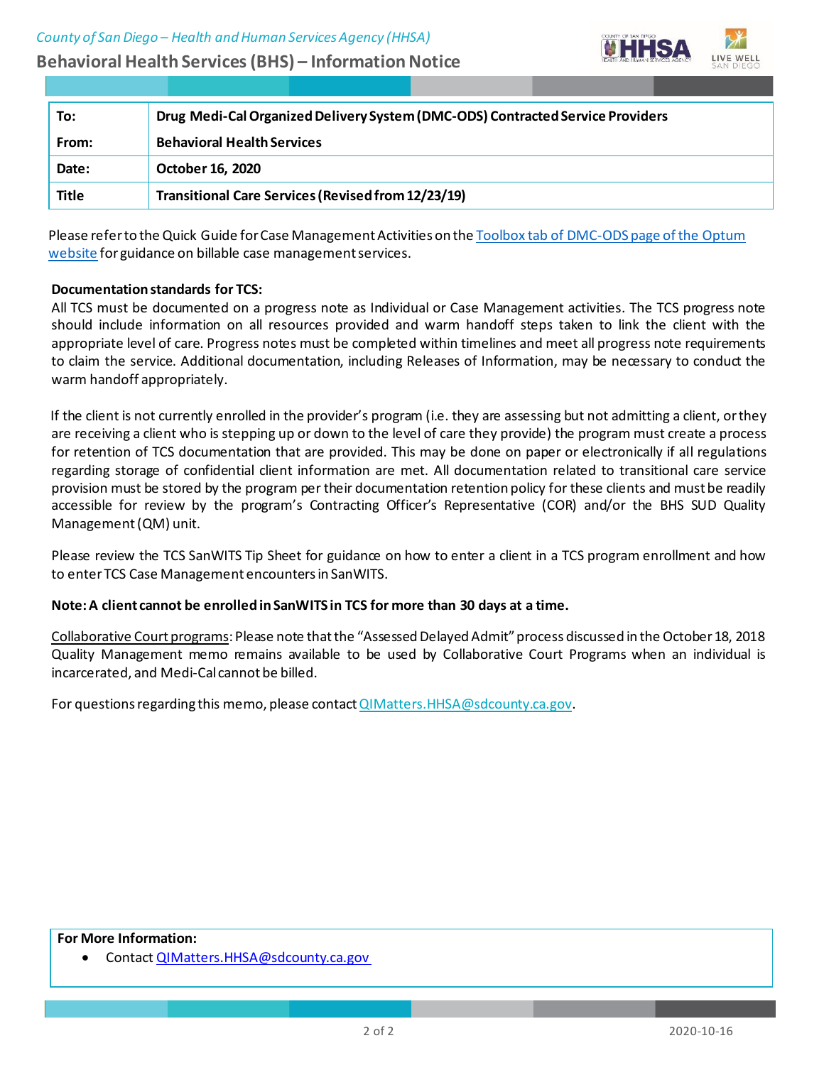*County of San Diego – Health and Human Services Agency (HHSA)*

**Behavioral Health Services (BHS) – Information Notice**

| | |
|---|---|
| **To:** | **Drug Medi-Cal Organized Delivery System (DMC-ODS) Contracted Service Providers** |
| **From:** | **Behavioral Health Services** |
| **Date:** | **October 16, 2020** |
| **Title** | **Transitional Care Services (Revised from 12/23/19)** |

Please refer to the Quick Guide for Case Management Activities on the Toolbox tab of DMC-ODS page of the Optum website for guidance on billable case management services.

**Documentation standards for TCS:**

All TCS must be documented on a progress note as Individual or Case Management activities. The TCS progress note should include information on all resources provided and warm handoff steps taken to link the client with the appropriate level of care. Progress notes must be completed within timelines and meet all progress note requirements to claim the service. Additional documentation, including Releases of Information, may be necessary to conduct the warm handoff appropriately.

If the client is not currently enrolled in the provider's program (i.e. they are assessing but not admitting a client, or they are receiving a client who is stepping up or down to the level of care they provide) the program must create a process for retention of TCS documentation that are provided. This may be done on paper or electronically if all regulations regarding storage of confidential client information are met. All documentation related to transitional care service provision must be stored by the program per their documentation retention policy for these clients and must be readily accessible for review by the program's Contracting Officer's Representative (COR) and/or the BHS SUD Quality Management (QM) unit.

Please review the TCS SanWITS Tip Sheet for guidance on how to enter a client in a TCS program enrollment and how to enter TCS Case Management encounters in SanWITS.

**Note: A client cannot be enrolled in SanWITS in TCS for more than 30 days at a time.**

Collaborative Court programs: Please note that the "Assessed Delayed Admit" process discussed in the October 18, 2018 Quality Management memo remains available to be used by Collaborative Court Programs when an individual is incarcerated, and Medi-Cal cannot be billed.

For questions regarding this memo, please contact QIMatters.HHSA@sdcounty.ca.gov.

**For More Information:**

- Contact QIMatters.HHSA@sdcounty.ca.gov